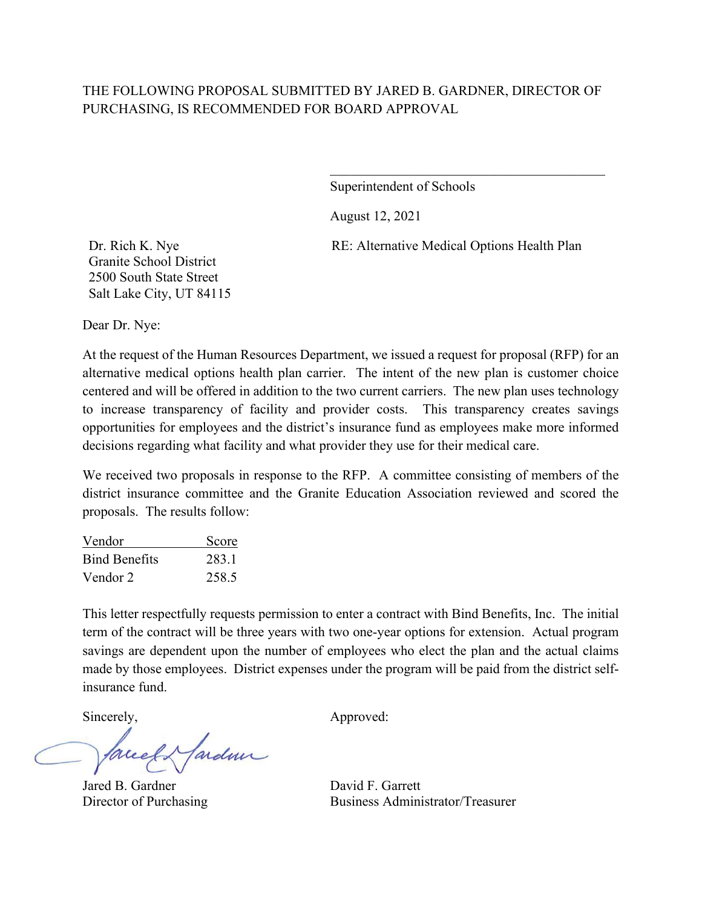THE FOLLOWING PROPOSAL SUBMITTED BY JARED B. GARDNER, DIRECTOR OF PURCHASING, IS RECOMMENDED FOR BOARD APPROVAL

\_\_\_\_\_\_\_\_\_\_\_\_\_\_\_\_\_\_\_\_\_\_\_\_\_\_\_\_\_\_\_\_\_\_\_\_\_\_

Superintendent of Schools

August 12, 2021

Dr. Rich K. Nye
Granite School District
2500 South State Street
Salt Lake City, UT 84115

RE: Alternative Medical Options Health Plan

Dear Dr. Nye:

At the request of the Human Resources Department, we issued a request for proposal (RFP) for an alternative medical options health plan carrier. The intent of the new plan is customer choice centered and will be offered in addition to the two current carriers. The new plan uses technology to increase transparency of facility and provider costs. This transparency creates savings opportunities for employees and the district's insurance fund as employees make more informed decisions regarding what facility and what provider they use for their medical care.

We received two proposals in response to the RFP. A committee consisting of members of the district insurance committee and the Granite Education Association reviewed and scored the proposals. The results follow:

| Vendor | Score |
|---|---|
| Bind Benefits | 283.1 |
| Vendor 2 | 258.5 |

This letter respectfully requests permission to enter a contract with Bind Benefits, Inc. The initial term of the contract will be three years with two one-year options for extension. Actual program savings are dependent upon the number of employees who elect the plan and the actual claims made by those employees. District expenses under the program will be paid from the district self-insurance fund.

Sincerely,

Jared B. Gardner
Director of Purchasing

Approved:

David F. Garrett
Business Administrator/Treasurer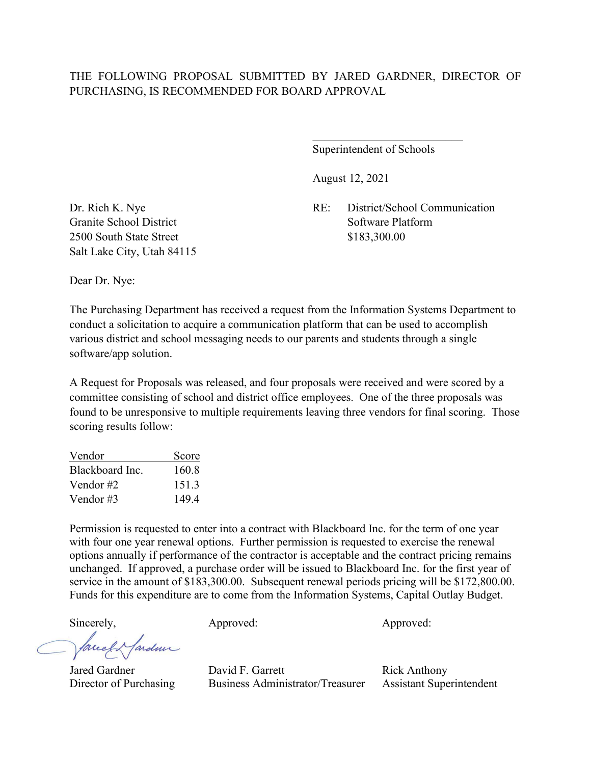THE FOLLOWING PROPOSAL SUBMITTED BY JARED GARDNER, DIRECTOR OF PURCHASING, IS RECOMMENDED FOR BOARD APPROVAL

\_\_\_\_\_\_\_\_\_\_\_\_\_\_\_\_\_\_\_\_\_\_\_\_\_\_\_
Superintendent of Schools

August 12, 2021

Dr. Rich K. Nye
Granite School District
2500 South State Street
Salt Lake City, Utah 84115

RE: District/School Communication Software Platform
$183,300.00

Dear Dr. Nye:

The Purchasing Department has received a request from the Information Systems Department to conduct a solicitation to acquire a communication platform that can be used to accomplish various district and school messaging needs to our parents and students through a single software/app solution.

A Request for Proposals was released, and four proposals were received and were scored by a committee consisting of school and district office employees. One of the three proposals was found to be unresponsive to multiple requirements leaving three vendors for final scoring. Those scoring results follow:

| Vendor | Score |
|---|---|
| Blackboard Inc. | 160.8 |
| Vendor #2 | 151.3 |
| Vendor #3 | 149.4 |

Permission is requested to enter into a contract with Blackboard Inc. for the term of one year with four one year renewal options. Further permission is requested to exercise the renewal options annually if performance of the contractor is acceptable and the contract pricing remains unchanged. If approved, a purchase order will be issued to Blackboard Inc. for the first year of service in the amount of $183,300.00. Subsequent renewal periods pricing will be $172,800.00. Funds for this expenditure are to come from the Information Systems, Capital Outlay Budget.

Sincerely,

Jared Gardner
Director of Purchasing

Approved:

David F. Garrett
Business Administrator/Treasurer

Approved:

Rick Anthony
Assistant Superintendent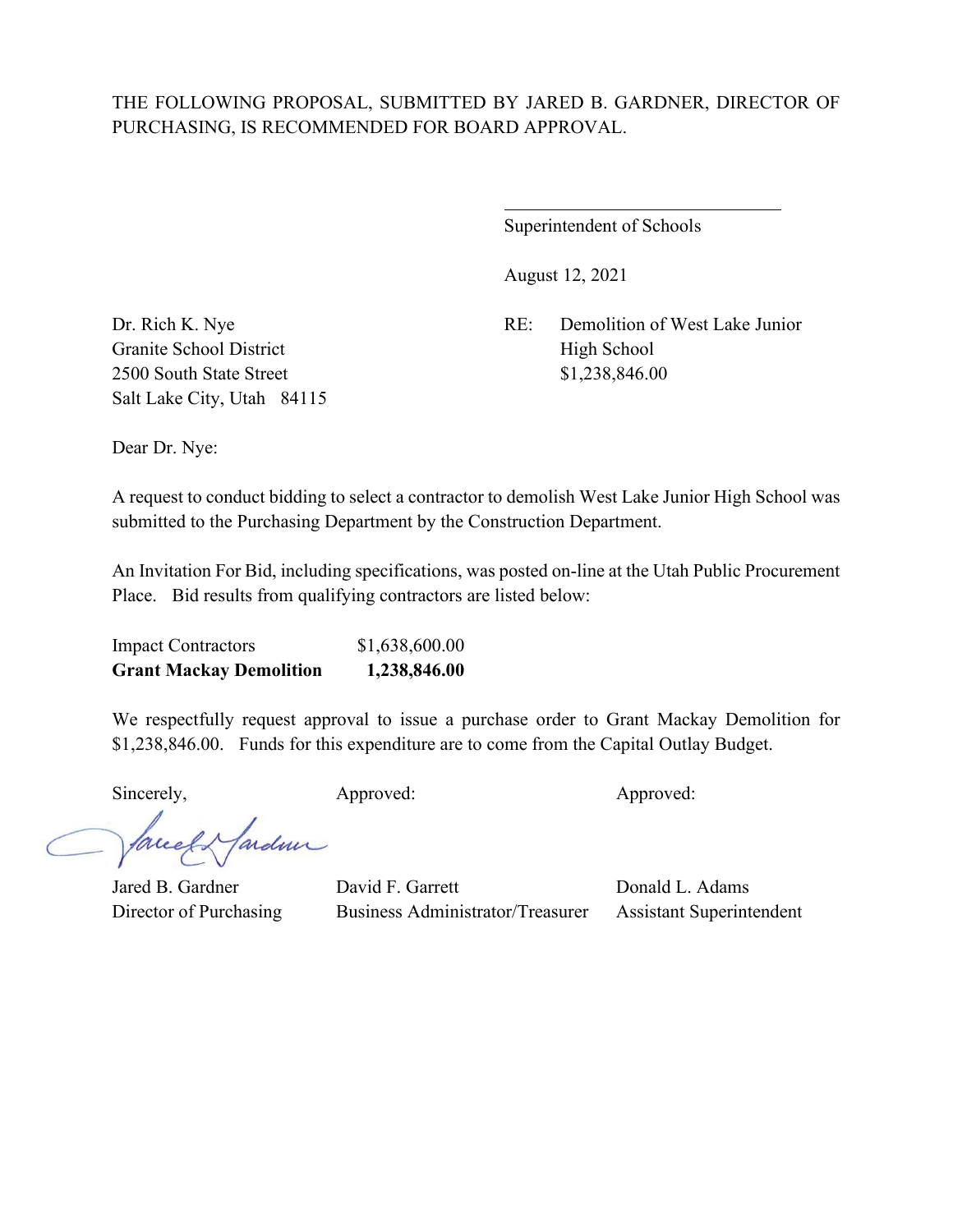THE FOLLOWING PROPOSAL, SUBMITTED BY JARED B. GARDNER, DIRECTOR OF PURCHASING, IS RECOMMENDED FOR BOARD APPROVAL.

\_\_\_\_\_\_\_\_\_\_\_\_\_\_\_\_\_\_\_\_\_\_\_\_\_\_\_\_\_\_\_\_

Superintendent of Schools

August 12, 2021

Dr. Rich K. Nye
Granite School District
2500 South State Street
Salt Lake City, Utah 84115

RE: Demolition of West Lake Junior High School
$1,238,846.00

Dear Dr. Nye:

A request to conduct bidding to select a contractor to demolish West Lake Junior High School was submitted to the Purchasing Department by the Construction Department.

An Invitation For Bid, including specifications, was posted on-line at the Utah Public Procurement Place. Bid results from qualifying contractors are listed below:

| | |
|---|---|
| Impact Contractors | $1,638,600.00 |
| **Grant Mackay Demolition** | **1,238,846.00** |

We respectfully request approval to issue a purchase order to Grant Mackay Demolition for $1,238,846.00. Funds for this expenditure are to come from the Capital Outlay Budget.

| Sincerely, | Approved: | Approved: |
|---|---|---|
| Jared B. Gardner | David F. Garrett | Donald L. Adams |
| Director of Purchasing | Business Administrator/Treasurer | Assistant Superintendent |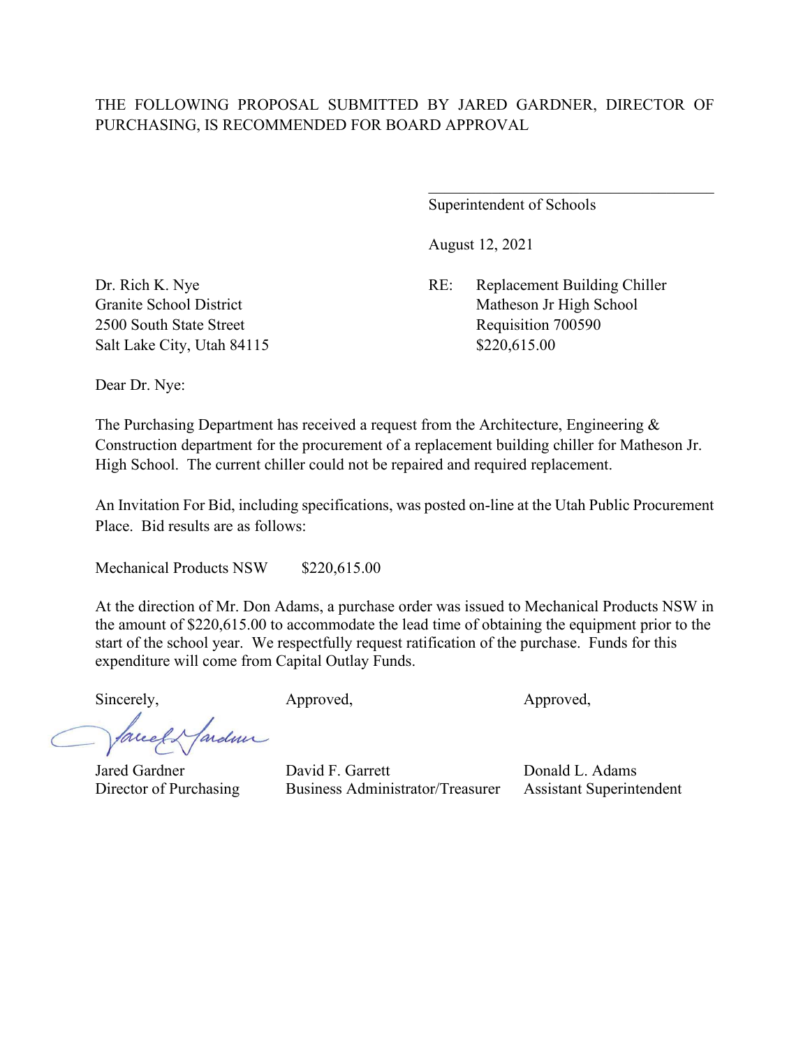THE FOLLOWING PROPOSAL SUBMITTED BY JARED GARDNER, DIRECTOR OF PURCHASING, IS RECOMMENDED FOR BOARD APPROVAL

\_\_\_\_\_\_\_\_\_\_\_\_\_\_\_\_\_\_\_\_\_\_\_\_\_\_\_\_\_\_\_\_\_\_\_\_

Superintendent of Schools

August 12, 2021

Dr. Rich K. Nye
Granite School District
2500 South State Street
Salt Lake City, Utah 84115

RE: Replacement Building Chiller
Matheson Jr High School
Requisition 700590
$220,615.00

Dear Dr. Nye:

The Purchasing Department has received a request from the Architecture, Engineering & Construction department for the procurement of a replacement building chiller for Matheson Jr. High School. The current chiller could not be repaired and required replacement.

An Invitation For Bid, including specifications, was posted on-line at the Utah Public Procurement Place. Bid results are as follows:

Mechanical Products NSW $220,615.00

At the direction of Mr. Don Adams, a purchase order was issued to Mechanical Products NSW in the amount of $220,615.00 to accommodate the lead time of obtaining the equipment prior to the start of the school year. We respectfully request ratification of the purchase. Funds for this expenditure will come from Capital Outlay Funds.

| Sincerely, | Approved, | Approved, |
|---|---|---|
| Jared Gardner | David F. Garrett | Donald L. Adams |
| Director of Purchasing | Business Administrator/Treasurer | Assistant Superintendent |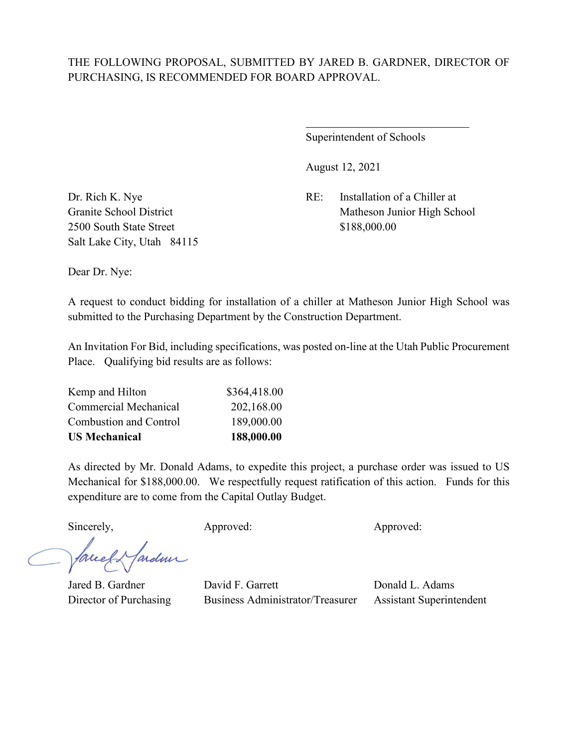THE FOLLOWING PROPOSAL, SUBMITTED BY JARED B. GARDNER, DIRECTOR OF PURCHASING, IS RECOMMENDED FOR BOARD APPROVAL.

\_\_\_\_\_\_\_\_\_\_\_\_\_\_\_\_\_\_\_\_\_\_\_\_\_\_\_\_\_\_
Superintendent of Schools

August 12, 2021

Dr. Rich K. Nye
Granite School District
2500 South State Street
Salt Lake City, Utah 84115

RE: Installation of a Chiller at
Matheson Junior High School
$188,000.00

Dear Dr. Nye:

A request to conduct bidding for installation of a chiller at Matheson Junior High School was submitted to the Purchasing Department by the Construction Department.

An Invitation For Bid, including specifications, was posted on-line at the Utah Public Procurement Place. Qualifying bid results are as follows:

| | |
|---|---|
| Kemp and Hilton | $364,418.00 |
| Commercial Mechanical | 202,168.00 |
| Combustion and Control | 189,000.00 |
| **US Mechanical** | **188,000.00** |

As directed by Mr. Donald Adams, to expedite this project, a purchase order was issued to US Mechanical for $188,000.00. We respectfully request ratification of this action. Funds for this expenditure are to come from the Capital Outlay Budget.

| Sincerely, | Approved: | Approved: |
|---|---|---|
| Jared B. Gardner | David F. Garrett | Donald L. Adams |
| Director of Purchasing | Business Administrator/Treasurer | Assistant Superintendent |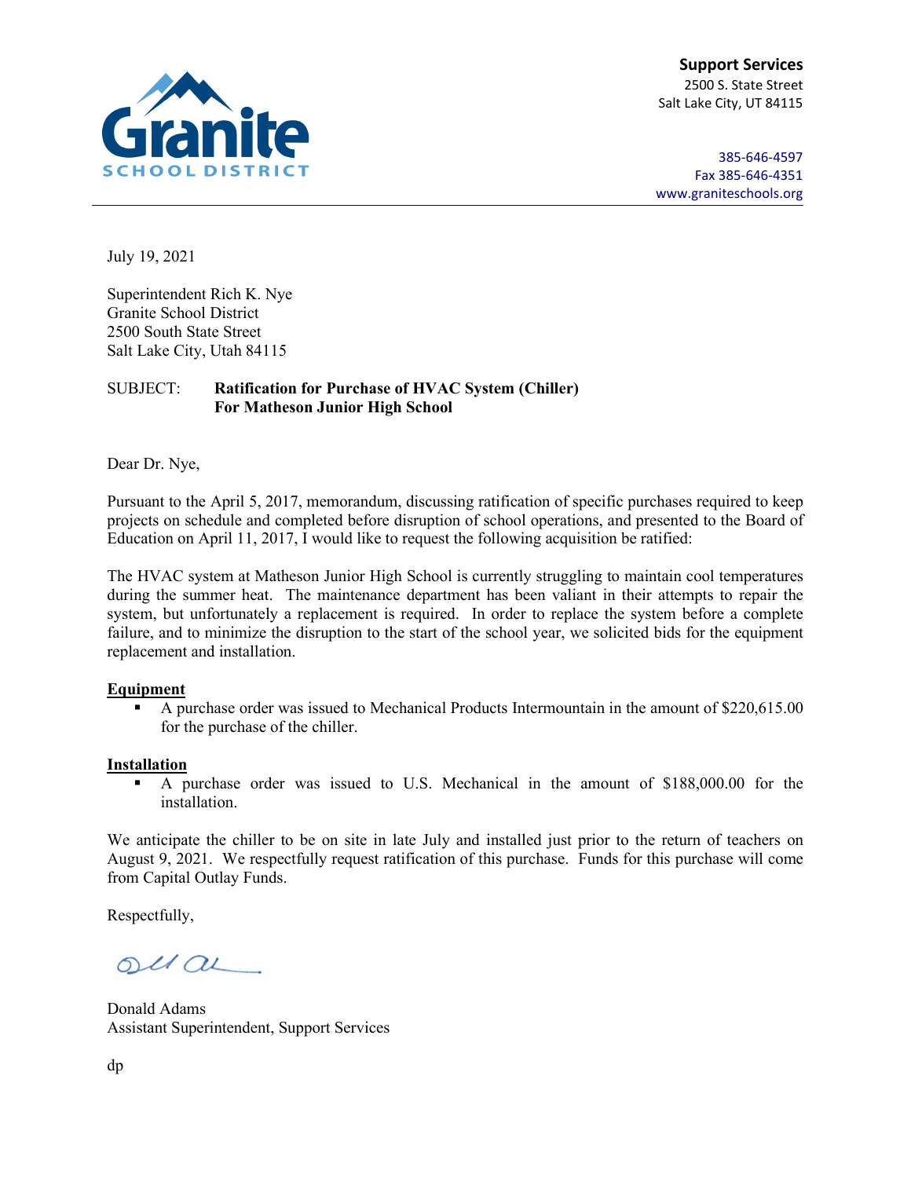Granite SCHOOL DISTRICT

**Support Services**
2500 S. State Street
Salt Lake City, UT 84115

385-646-4597
Fax 385-646-4351
www.graniteschools.org

---

July 19, 2021

Superintendent Rich K. Nye
Granite School District
2500 South State Street
Salt Lake City, Utah 84115

SUBJECT: **Ratification for Purchase of HVAC System (Chiller)**
**For Matheson Junior High School**

Dear Dr. Nye,

Pursuant to the April 5, 2017, memorandum, discussing ratification of specific purchases required to keep projects on schedule and completed before disruption of school operations, and presented to the Board of Education on April 11, 2017, I would like to request the following acquisition be ratified:

The HVAC system at Matheson Junior High School is currently struggling to maintain cool temperatures during the summer heat. The maintenance department has been valiant in their attempts to repair the system, but unfortunately a replacement is required. In order to replace the system before a complete failure, and to minimize the disruption to the start of the school year, we solicited bids for the equipment replacement and installation.

**Equipment**

- A purchase order was issued to Mechanical Products Intermountain in the amount of $220,615.00 for the purchase of the chiller.

**Installation**

- A purchase order was issued to U.S. Mechanical in the amount of $188,000.00 for the installation.

We anticipate the chiller to be on site in late July and installed just prior to the return of teachers on August 9, 2021. We respectfully request ratification of this purchase. Funds for this purchase will come from Capital Outlay Funds.

Respectfully,

Donald Adams
Assistant Superintendent, Support Services

dp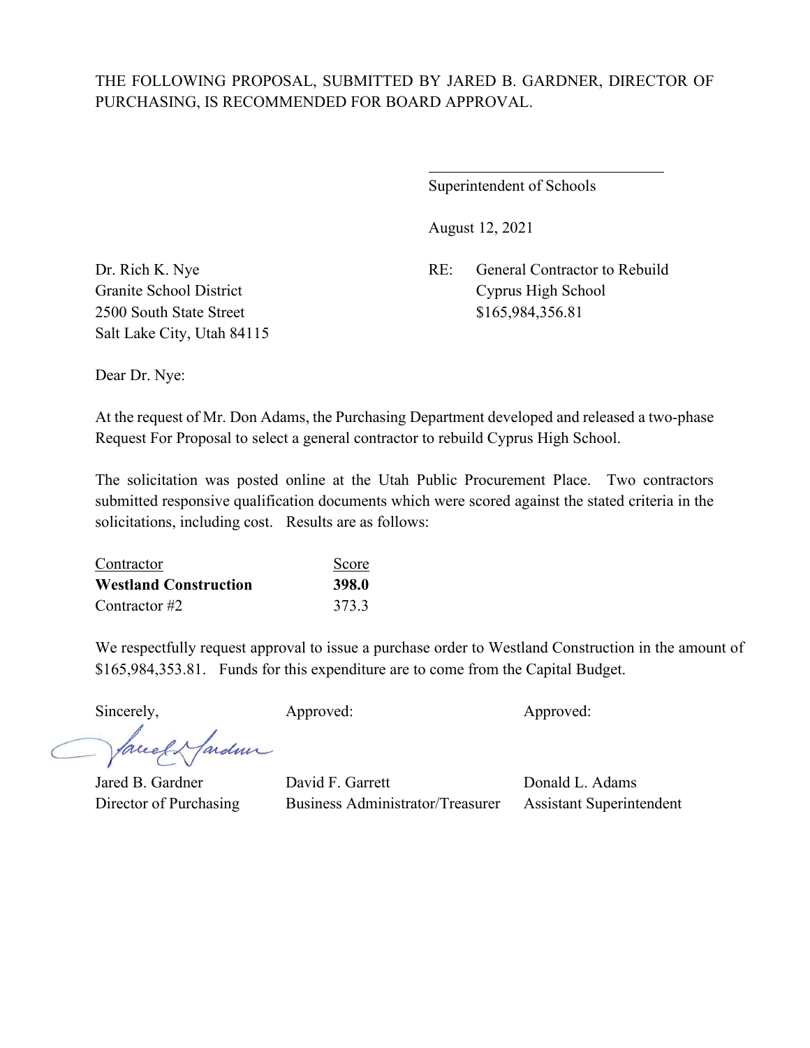THE FOLLOWING PROPOSAL, SUBMITTED BY JARED B. GARDNER, DIRECTOR OF PURCHASING, IS RECOMMENDED FOR BOARD APPROVAL.

\_\_\_\_\_\_\_\_\_\_\_\_\_\_\_\_\_\_\_\_\_\_\_\_\_\_\_\_\_\_
Superintendent of Schools

August 12, 2021

Dr. Rich K. Nye
Granite School District
2500 South State Street
Salt Lake City, Utah 84115

RE: General Contractor to Rebuild Cyprus High School
$165,984,356.81

Dear Dr. Nye:

At the request of Mr. Don Adams, the Purchasing Department developed and released a two-phase Request For Proposal to select a general contractor to rebuild Cyprus High School.

The solicitation was posted online at the Utah Public Procurement Place. Two contractors submitted responsive qualification documents which were scored against the stated criteria in the solicitations, including cost. Results are as follows:

| Contractor | Score |
|---|---|
| **Westland Construction** | **398.0** |
| Contractor #2 | 373.3 |

We respectfully request approval to issue a purchase order to Westland Construction in the amount of $165,984,353.81. Funds for this expenditure are to come from the Capital Budget.

Sincerely,

Jared B. Gardner
Director of Purchasing

Approved:

David F. Garrett
Business Administrator/Treasurer

Approved:

Donald L. Adams
Assistant Superintendent